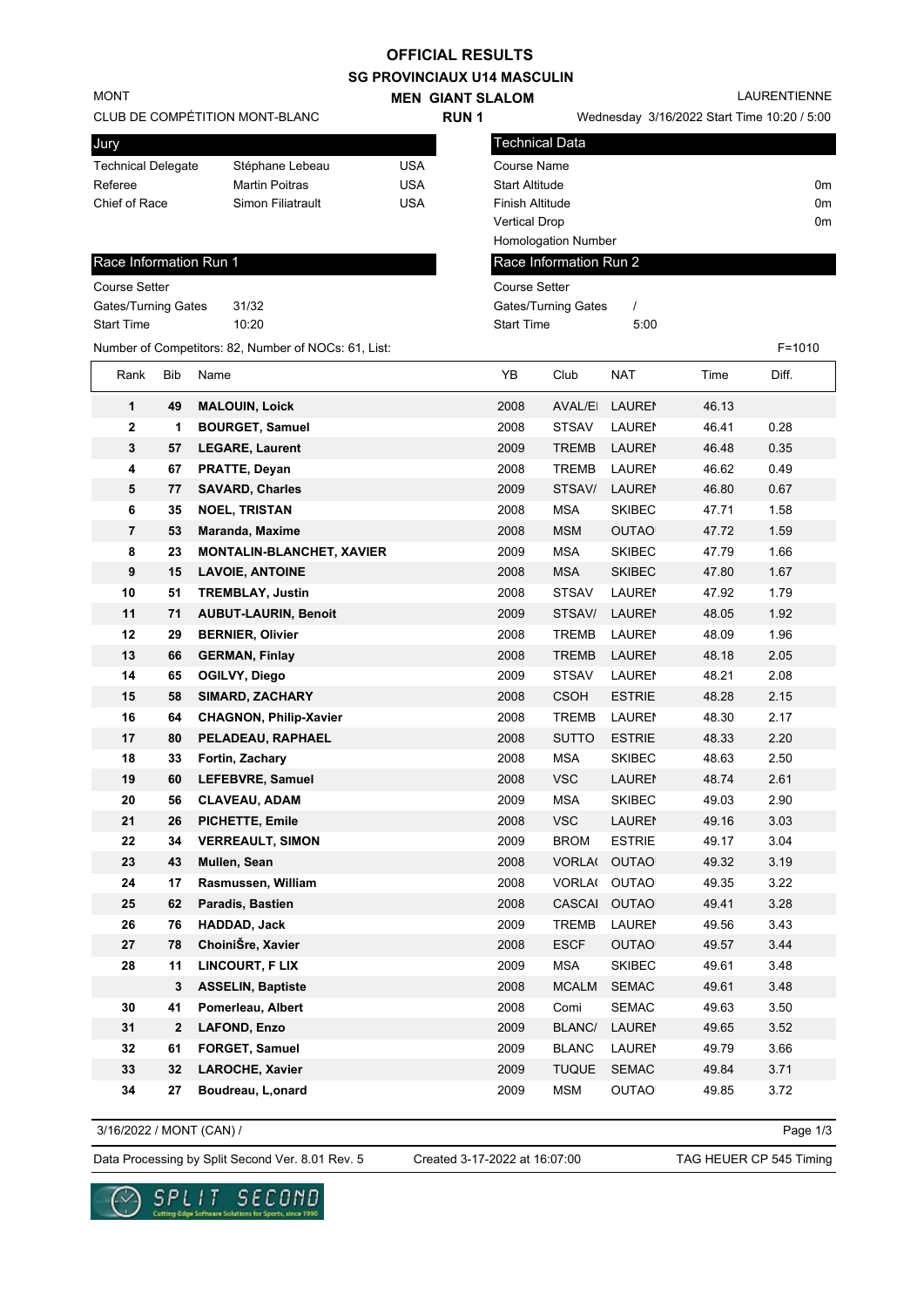# OFFICIAL RESULTS

## SG PROVINCIAUX U14 MASCULIN

MONT

CLUB DE COMPÉTITION MONT-BLANC

**MEN GIANT SLALOM**

**RUN 1**

LAURENTIENNE

Wednesday 3/16/2022 Start Time 10:20 / 5:00

| Jury | | |
|---|---|---|
| Technical Delegate | Stéphane Lebeau | USA |
| Referee | Martin Poitras | USA |
| Chief of Race | Simon Filiatrault | USA |

| Technical Data | |
|---|---|
| Course Name | |
| Start Altitude | 0m |
| Finish Altitude | 0m |
| Vertical Drop | 0m |
| Homologation Number | |

| Race Information Run 1 | |
|---|---|
| Course Setter | |
| Gates/Turning Gates | 31/32 |
| Start Time | 10:20 |

| Race Information Run 2 | |
|---|---|
| Course Setter | |
| Gates/Turning Gates | / |
| Start Time | 5:00 |

Number of Competitors: 82, Number of NOCs: 61, List:

F=1010

| Rank | Bib | Name | YB | Club | NAT | Time | Diff. |
|---|---|---|---|---|---|---|---|
| 1 | 49 | **MALOUIN, Loick** | 2008 | AVAL/EI | LAUREI | 46.13 | |
| 2 | 1 | **BOURGET, Samuel** | 2008 | STSAV | LAUREI | 46.41 | 0.28 |
| 3 | 57 | **LEGARE, Laurent** | 2009 | TREMB | LAUREI | 46.48 | 0.35 |
| 4 | 67 | **PRATTE, Deyan** | 2008 | TREMB | LAUREI | 46.62 | 0.49 |
| 5 | 77 | **SAVARD, Charles** | 2009 | STSAV/ | LAUREI | 46.80 | 0.67 |
| 6 | 35 | **NOEL, TRISTAN** | 2008 | MSA | SKIBEC | 47.71 | 1.58 |
| 7 | 53 | **Maranda, Maxime** | 2008 | MSM | OUTAO | 47.72 | 1.59 |
| 8 | 23 | **MONTALIN-BLANCHET, XAVIER** | 2009 | MSA | SKIBEC | 47.79 | 1.66 |
| 9 | 15 | **LAVOIE, ANTOINE** | 2008 | MSA | SKIBEC | 47.80 | 1.67 |
| 10 | 51 | **TREMBLAY, Justin** | 2008 | STSAV | LAUREI | 47.92 | 1.79 |
| 11 | 71 | **AUBUT-LAURIN, Benoit** | 2009 | STSAV/ | LAUREI | 48.05 | 1.92 |
| 12 | 29 | **BERNIER, Olivier** | 2008 | TREMB | LAUREI | 48.09 | 1.96 |
| 13 | 66 | **GERMAN, Finlay** | 2008 | TREMB | LAUREI | 48.18 | 2.05 |
| 14 | 65 | **OGILVY, Diego** | 2009 | STSAV | LAUREI | 48.21 | 2.08 |
| 15 | 58 | **SIMARD, ZACHARY** | 2008 | CSOH | ESTRIE | 48.28 | 2.15 |
| 16 | 64 | **CHAGNON, Philip-Xavier** | 2008 | TREMB | LAUREI | 48.30 | 2.17 |
| 17 | 80 | **PELADEAU, RAPHAEL** | 2008 | SUTTO | ESTRIE | 48.33 | 2.20 |
| 18 | 33 | **Fortin, Zachary** | 2008 | MSA | SKIBEC | 48.63 | 2.50 |
| 19 | 60 | **LEFEBVRE, Samuel** | 2008 | VSC | LAUREI | 48.74 | 2.61 |
| 20 | 56 | **CLAVEAU, ADAM** | 2009 | MSA | SKIBEC | 49.03 | 2.90 |
| 21 | 26 | **PICHETTE, Emile** | 2008 | VSC | LAUREI | 49.16 | 3.03 |
| 22 | 34 | **VERREAULT, SIMON** | 2009 | BROM | ESTRIE | 49.17 | 3.04 |
| 23 | 43 | **Mullen, Sean** | 2008 | VORLA( | OUTAO | 49.32 | 3.19 |
| 24 | 17 | **Rasmussen, William** | 2008 | VORLA( | OUTAO | 49.35 | 3.22 |
| 25 | 62 | **Paradis, Bastien** | 2008 | CASCAI | OUTAO | 49.41 | 3.28 |
| 26 | 76 | **HADDAD, Jack** | 2009 | TREMB | LAUREI | 49.56 | 3.43 |
| 27 | 78 | **ChoiniŠre, Xavier** | 2008 | ESCF | OUTAO | 49.57 | 3.44 |
| 28 | 11 | **LINCOURT, F LIX** | 2009 | MSA | SKIBEC | 49.61 | 3.48 |
| | 3 | **ASSELIN, Baptiste** | 2008 | MCALM | SEMAC | 49.61 | 3.48 |
| 30 | 41 | **Pomerleau, Albert** | 2008 | Comi | SEMAC | 49.63 | 3.50 |
| 31 | 2 | **LAFOND, Enzo** | 2009 | BLANC/ | LAUREI | 49.65 | 3.52 |
| 32 | 61 | **FORGET, Samuel** | 2009 | BLANC | LAUREI | 49.79 | 3.66 |
| 33 | 32 | **LAROCHE, Xavier** | 2009 | TUQUE | SEMAC | 49.84 | 3.71 |
| 34 | 27 | **Boudreau, L,onard** | 2009 | MSM | OUTAO | 49.85 | 3.72 |

3/16/2022 / MONT (CAN) /

Data Processing by Split Second Ver. 8.01 Rev. 5 — Created 3-17-2022 at 16:07:00 — TAG HEUER CP 545 Timing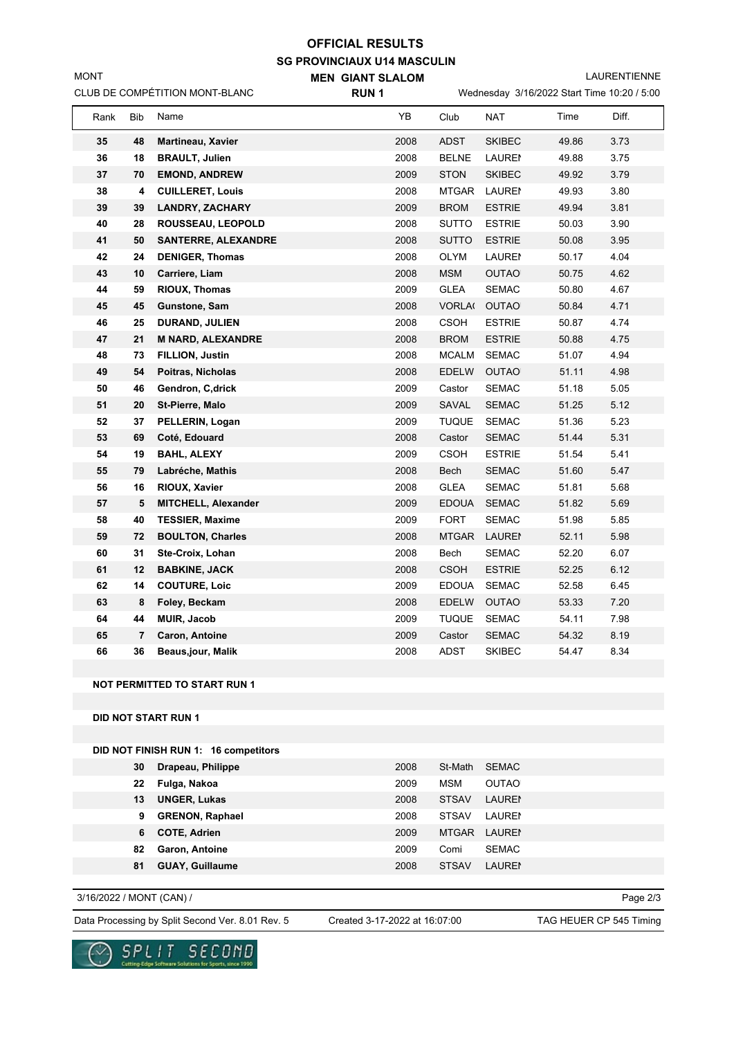# OFFICIAL RESULTS

## SG PROVINCIAUX U14 MASCULIN

MONT — LAURENTIENNE

**MEN GIANT SLALOM**

CLUB DE COMPÉTITION MONT-BLANC — **RUN 1** — Wednesday 3/16/2022 Start Time 10:20 / 5:00

| Rank | Bib | Name | YB | Club | NAT | Time | Diff. |
|---|---|---|---|---|---|---|---|
| 35 | 48 | **Martineau, Xavier** | 2008 | ADST | SKIBEC | 49.86 | 3.73 |
| 36 | 18 | **BRAULT, Julien** | 2008 | BELNE | LAUREI | 49.88 | 3.75 |
| 37 | 70 | **EMOND, ANDREW** | 2009 | STON | SKIBEC | 49.92 | 3.79 |
| 38 | 4 | **CUILLERET, Louis** | 2008 | MTGAR | LAUREI | 49.93 | 3.80 |
| 39 | 39 | **LANDRY, ZACHARY** | 2009 | BROM | ESTRIE | 49.94 | 3.81 |
| 40 | 28 | **ROUSSEAU, LEOPOLD** | 2008 | SUTTO | ESTRIE | 50.03 | 3.90 |
| 41 | 50 | **SANTERRE, ALEXANDRE** | 2008 | SUTTO | ESTRIE | 50.08 | 3.95 |
| 42 | 24 | **DENIGER, Thomas** | 2008 | OLYM | LAUREI | 50.17 | 4.04 |
| 43 | 10 | **Carriere, Liam** | 2008 | MSM | OUTAO | 50.75 | 4.62 |
| 44 | 59 | **RIOUX, Thomas** | 2009 | GLEA | SEMAC | 50.80 | 4.67 |
| 45 | 45 | **Gunstone, Sam** | 2008 | VORLA( | OUTAO | 50.84 | 4.71 |
| 46 | 25 | **DURAND, JULIEN** | 2008 | CSOH | ESTRIE | 50.87 | 4.74 |
| 47 | 21 | **M NARD, ALEXANDRE** | 2008 | BROM | ESTRIE | 50.88 | 4.75 |
| 48 | 73 | **FILLION, Justin** | 2008 | MCALM | SEMAC | 51.07 | 4.94 |
| 49 | 54 | **Poitras, Nicholas** | 2008 | EDELW | OUTAO | 51.11 | 4.98 |
| 50 | 46 | **Gendron, C,drick** | 2009 | Castor | SEMAC | 51.18 | 5.05 |
| 51 | 20 | **St-Pierre, Malo** | 2009 | SAVAL | SEMAC | 51.25 | 5.12 |
| 52 | 37 | **PELLERIN, Logan** | 2009 | TUQUE | SEMAC | 51.36 | 5.23 |
| 53 | 69 | **Coté, Edouard** | 2008 | Castor | SEMAC | 51.44 | 5.31 |
| 54 | 19 | **BAHL, ALEXY** | 2009 | CSOH | ESTRIE | 51.54 | 5.41 |
| 55 | 79 | **Labréche, Mathis** | 2008 | Bech | SEMAC | 51.60 | 5.47 |
| 56 | 16 | **RIOUX, Xavier** | 2008 | GLEA | SEMAC | 51.81 | 5.68 |
| 57 | 5 | **MITCHELL, Alexander** | 2009 | EDOUA | SEMAC | 51.82 | 5.69 |
| 58 | 40 | **TESSIER, Maxime** | 2009 | FORT | SEMAC | 51.98 | 5.85 |
| 59 | 72 | **BOULTON, Charles** | 2008 | MTGAR | LAUREI | 52.11 | 5.98 |
| 60 | 31 | **Ste-Croix, Lohan** | 2008 | Bech | SEMAC | 52.20 | 6.07 |
| 61 | 12 | **BABKINE, JACK** | 2008 | CSOH | ESTRIE | 52.25 | 6.12 |
| 62 | 14 | **COUTURE, Loic** | 2009 | EDOUA | SEMAC | 52.58 | 6.45 |
| 63 | 8 | **Foley, Beckam** | 2008 | EDELW | OUTAO | 53.33 | 7.20 |
| 64 | 44 | **MUIR, Jacob** | 2009 | TUQUE | SEMAC | 54.11 | 7.98 |
| 65 | 7 | **Caron, Antoine** | 2009 | Castor | SEMAC | 54.32 | 8.19 |
| 66 | 36 | **Beaus,jour, Malik** | 2008 | ADST | SKIBEC | 54.47 | 8.34 |

**NOT PERMITTED TO START RUN 1**

**DID NOT START RUN 1**

**DID NOT FINISH RUN 1: 16 competitors**

| Bib | Name | YB | Club | NAT |
|---|---|---|---|---|
| 30 | **Drapeau, Philippe** | 2008 | St-Math | SEMAC |
| 22 | **Fulga, Nakoa** | 2009 | MSM | OUTAO |
| 13 | **UNGER, Lukas** | 2008 | STSAV | LAUREI |
| 9 | **GRENON, Raphael** | 2008 | STSAV | LAUREI |
| 6 | **COTE, Adrien** | 2009 | MTGAR | LAUREI |
| 82 | **Garon, Antoine** | 2009 | Comi | SEMAC |
| 81 | **GUAY, Guillaume** | 2008 | STSAV | LAUREI |

3/16/2022 / MONT (CAN) /

Data Processing by Split Second Ver. 8.01 Rev. 5 — Created 3-17-2022 at 16:07:00 — TAG HEUER CP 545 Timing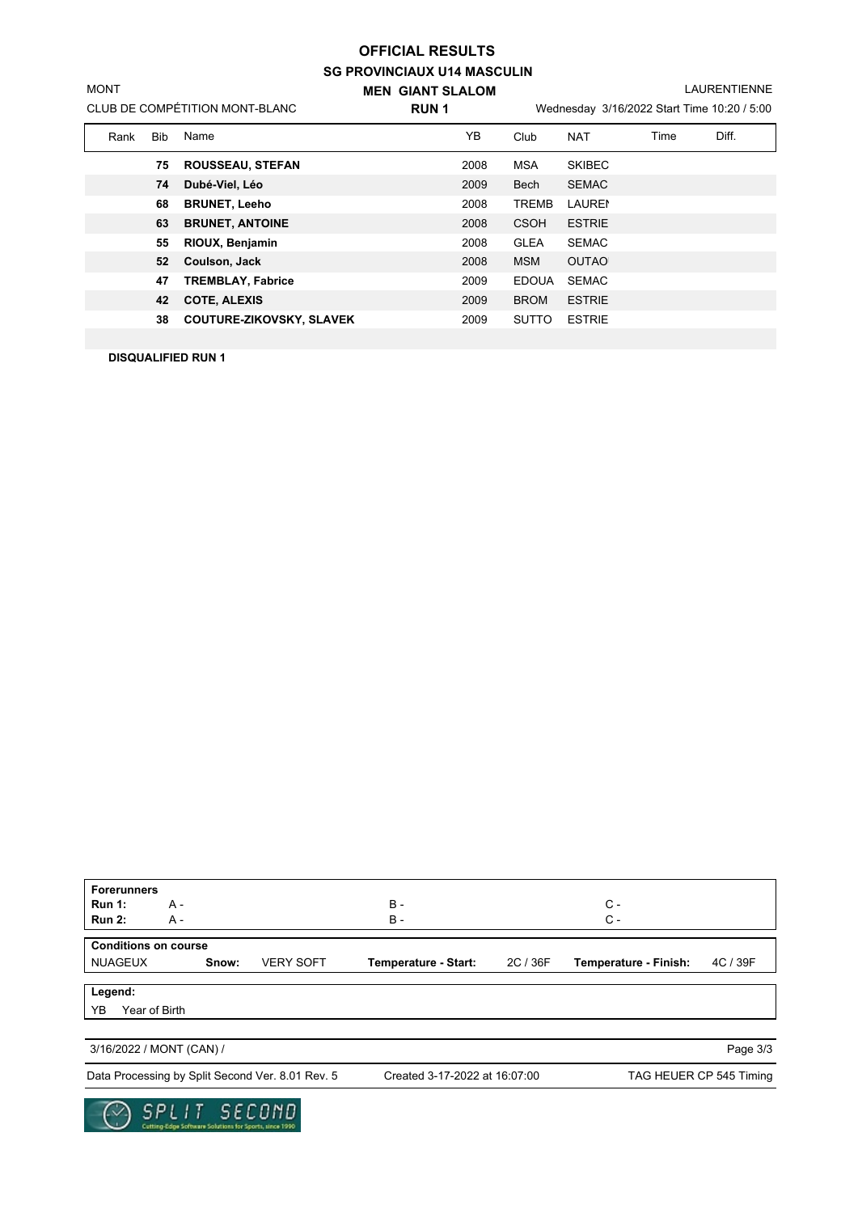# OFFICIAL RESULTS

## SG PROVINCIAUX U14 MASCULIN

MONT | **MEN GIANT SLALOM** | LAURENTIENNE

CLUB DE COMPÉTITION MONT-BLANC | **RUN 1** | Wednesday 3/16/2022 Start Time 10:20 / 5:00

| Rank | Bib | Name | YB | Club | NAT | Time | Diff. |
|---|---|---|---|---|---|---|---|
| | **75** | **ROUSSEAU, STEFAN** | 2008 | MSA | SKIBEC | | |
| | **74** | **Dubé-Viel, Léo** | 2009 | Bech | SEMAC | | |
| | **68** | **BRUNET, Leeho** | 2008 | TREMB | LAUREN | | |
| | **63** | **BRUNET, ANTOINE** | 2008 | CSOH | ESTRIE | | |
| | **55** | **RIOUX, Benjamin** | 2008 | GLEA | SEMAC | | |
| | **52** | **Coulson, Jack** | 2008 | MSM | OUTAO | | |
| | **47** | **TREMBLAY, Fabrice** | 2009 | EDOUA | SEMAC | | |
| | **42** | **COTE, ALEXIS** | 2009 | BROM | ESTRIE | | |
| | **38** | **COUTURE-ZIKOVSKY, SLAVEK** | 2009 | SUTTO | ESTRIE | | |

**DISQUALIFIED RUN 1**

| Forerunners | | | |
|---|---|---|---|
| **Run 1:** | A - | B - | C - |
| **Run 2:** | A - | B - | C - |

| Conditions on course | | | | | | |
|---|---|---|---|---|---|---|
| NUAGEUX | **Snow:** | VERY SOFT | **Temperature - Start:** | 2C / 36F | **Temperature - Finish:** | 4C / 39F |

**Legend:**

YB Year of Birth

3/16/2022 / MONT (CAN) /

Data Processing by Split Second Ver. 8.01 Rev. 5 | Created 3-17-2022 at 16:07:00 | TAG HEUER CP 545 Timing